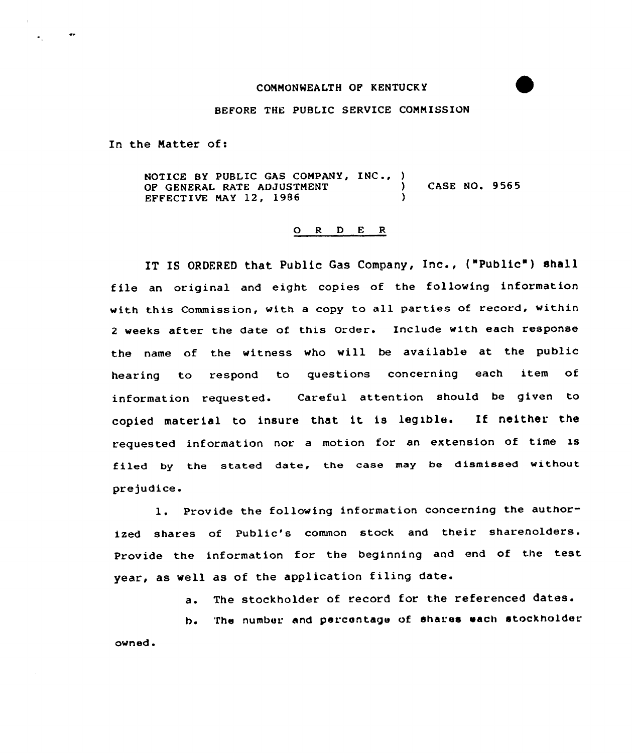COMMONWEALTH OF KENTUCKY

BEFORE THE PUBLIC SERVICE COMMISSION

In the Matter of:

| | | |
|---|---|---|
| NOTICE BY PUBLIC GAS COMPANY, INC., | ) | |
| OF GENERAL RATE ADJUSTMENT | ) | CASE NO. 9565 |
| EFFECTIVE MAY 12, 1986 | ) | |

## O R D E R

IT IS ORDERED that Public Gas Company, Inc., ("Public") shall file an original and eight copies of the following information with this Commission, with a copy to all parties of record, within 2 weeks after the date of this Order. Include with each response the name of the witness who will be available at the public hearing to respond to questions concerning each item of information requested. Careful attention should be given to copied material to insure that it is legible. If neither the requested information nor a motion for an extension of time is filed by the stated date, the case may be dismissed without prejudice.

1. Provide the following information concerning the authorized shares of Public's common stock and their shareholders. Provide the information for the beginning and end of the test year, as well as of the application filing date.

   a. The stockholder of record for the referenced dates.

   b. The number and percentage of shares each stockholder owned.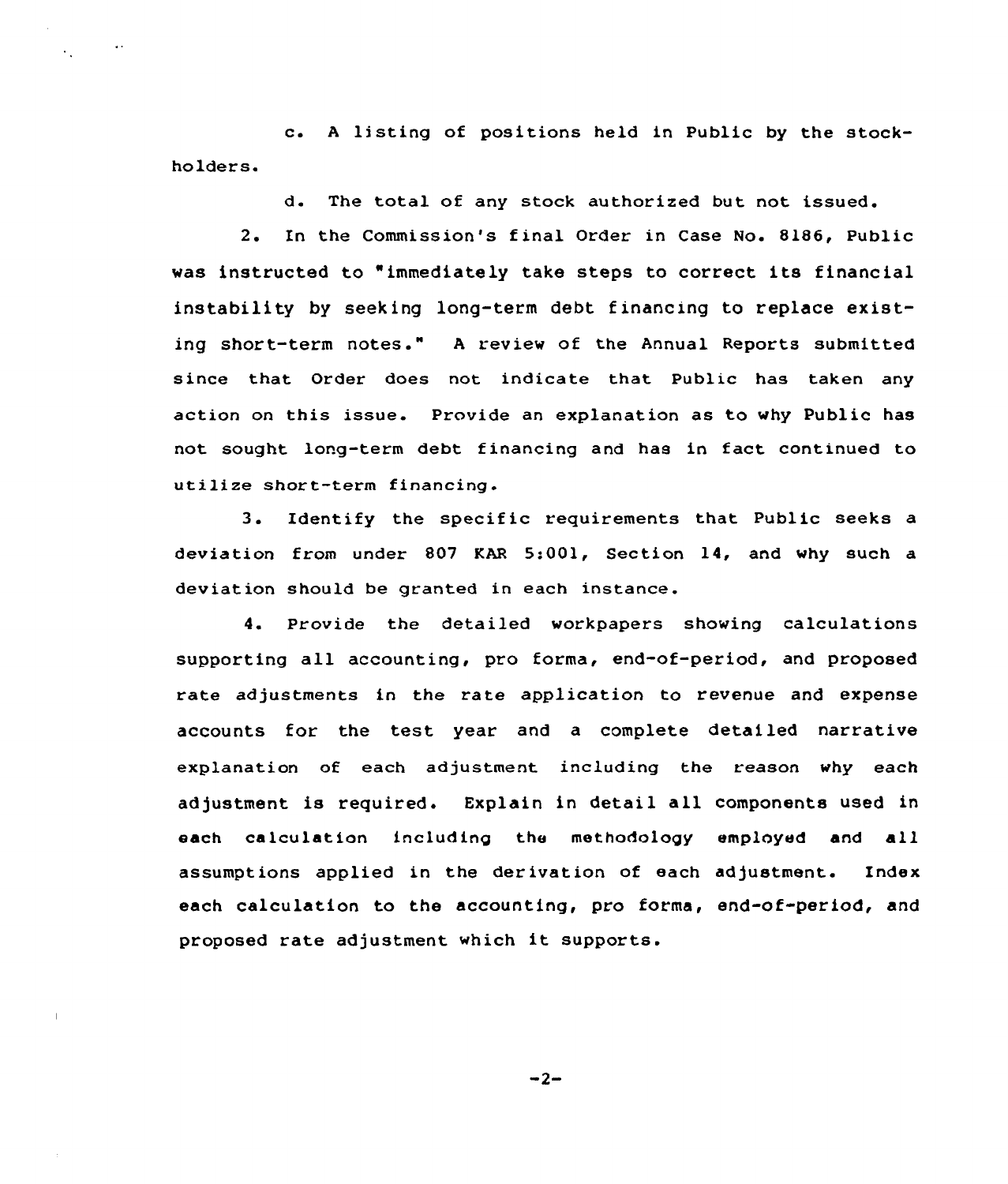c. A listing of positions held in Public by the stockholders.

d. The total of any stock authorized but not issued.

2. In the Commission's final Order in Case No. 8186, Public was instructed to "immediately take steps to correct its financial instability by seeking long-term debt financing to replace existing short-term notes." A review of the Annual Reports submitted since that Order does not indicate that Public has taken any action on this issue. Provide an explanation as to why Public has not sought long-term debt financing and has in fact continued to utilize short-term financing.

3. Identify the specific requirements that Public seeks a deviation from under 807 KAR 5:001, Section 14, and why such a deviation should be granted in each instance.

4. Provide the detailed workpapers showing calculations supporting all accounting, pro forma, end-of-period, and proposed rate adjustments in the rate application to revenue and expense accounts for the test year and a complete detailed narrative explanation of each adjustment including the reason why each adjustment is required. Explain in detail all components used in each calculation including the methodology employed and all assumptions applied in the derivation of each adjustment. Index each calculation to the accounting, pro forma, end-of-period, and proposed rate adjustment which it supports.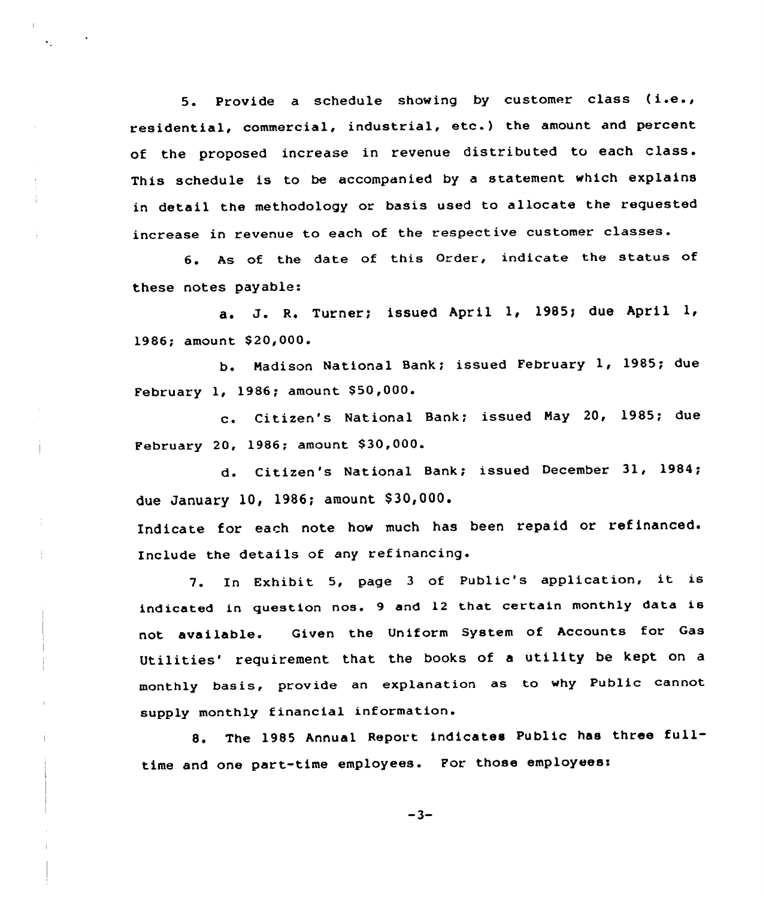5. Provide a schedule showing by customer class (i.e., residential, commercial, industrial, etc.) the amount and percent of the proposed increase in revenue distributed to each class. This schedule is to be accompanied by a statement which explains in detail the methodology or basis used to allocate the requested increase in revenue to each of the respective customer classes.

6. As of the date of this Order, indicate the status of these notes payable:

a. J. R. Turner; issued April 1, 1985; due April 1, 1986; amount $20,000.

b. Madison National Bank; issued February 1, 1985; due February 1, 1986; amount $50,000.

c. Citizen's National Bank; issued May 20, 1985; due February 20, 1986; amount $30,000.

d. Citizen's National Bank; issued December 31, 1984; due January 10, 1986; amount $30,000.

Indicate for each note how much has been repaid or refinanced. Include the details of any refinancing.

7. In Exhibit 5, page 3 of Public's application, it is indicated in question nos. 9 and 12 that certain monthly data is not available. Given the Uniform System of Accounts for Gas Utilities' requirement that the books of a utility be kept on a monthly basis, provide an explanation as to why Public cannot supply monthly financial information.

8. The 1985 Annual Report indicates Public has three full-time and one part-time employees. For those employees: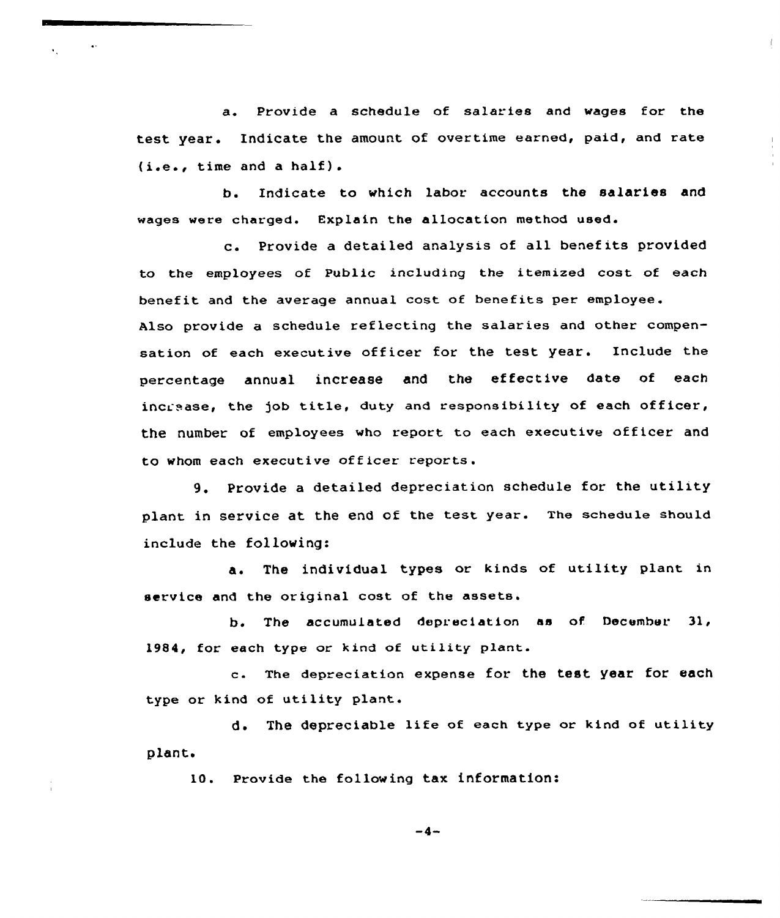a. Provide a schedule of salaries and wages for the test year. Indicate the amount of overtime earned, paid, and rate (i.e., time and a half).

b. Indicate to which labor accounts the salaries and wages were charged. Explain the allocation method used.

c. Provide a detailed analysis of all benefits provided to the employees of Public including the itemized cost of each benefit and the average annual cost of benefits per employee. Also provide a schedule reflecting the salaries and other compensation of each executive officer for the test year. Include the percentage annual increase and the effective date of each increase, the job title, duty and responsibility of each officer, the number of employees who report to each executive officer and to whom each executive officer reports.

9. Provide a detailed depreciation schedule for the utility plant in service at the end of the test year. The schedule should include the following:

a. The individual types or kinds of utility plant in service and the original cost of the assets.

b. The accumulated depreciation as of December 31, 1984, for each type or kind of utility plant.

c. The depreciation expense for the test year for each type or kind of utility plant.

d. The depreciable life of each type or kind of utility plant.

10. Provide the following tax information: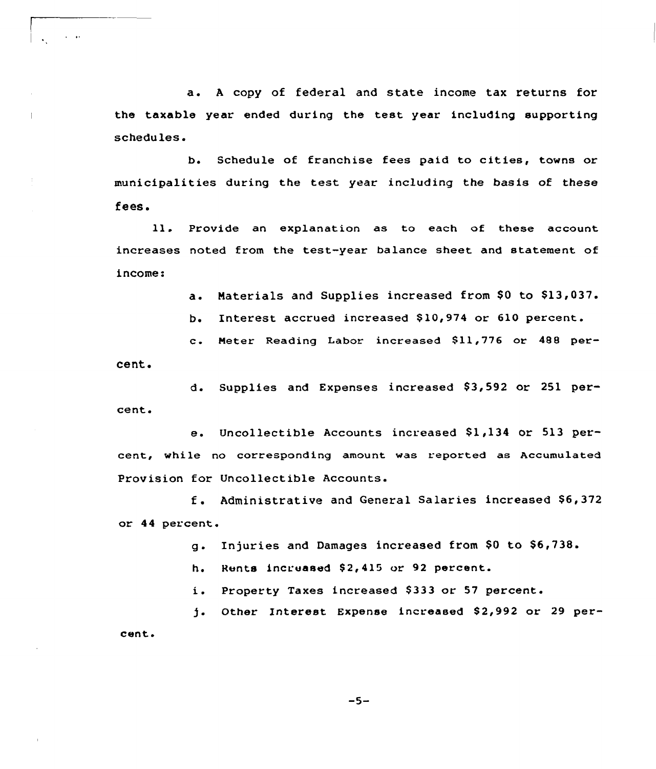a. A copy of federal and state income tax returns for the taxable year ended during the test year including supporting schedules.

b. Schedule of franchise fees paid to cities, towns or municipalities during the test year including the basis of these fees.

11. Provide an explanation as to each of these account increases noted from the test-year balance sheet and statement of income:

a. Materials and Supplies increased from $0 to $13,037.

b. Interest accrued increased $10,974 or 610 percent.

c. Meter Reading Labor increased $11,776 or 488 percent.

d. Supplies and Expenses increased $3,592 or 251 percent.

e. Uncollectible Accounts increased $1,134 or 513 percent, while no corresponding amount was reported as Accumulated Provision for Uncollectible Accounts.

f. Administrative and General Salaries increased $6,372 or 44 percent.

g. Injuries and Damages increased from $0 to $6,738.

h. Rents increased $2,415 or 92 percent.

i. Property Taxes increased $333 or 57 percent.

j. Other Interest Expense increased $2,992 or 29 percent.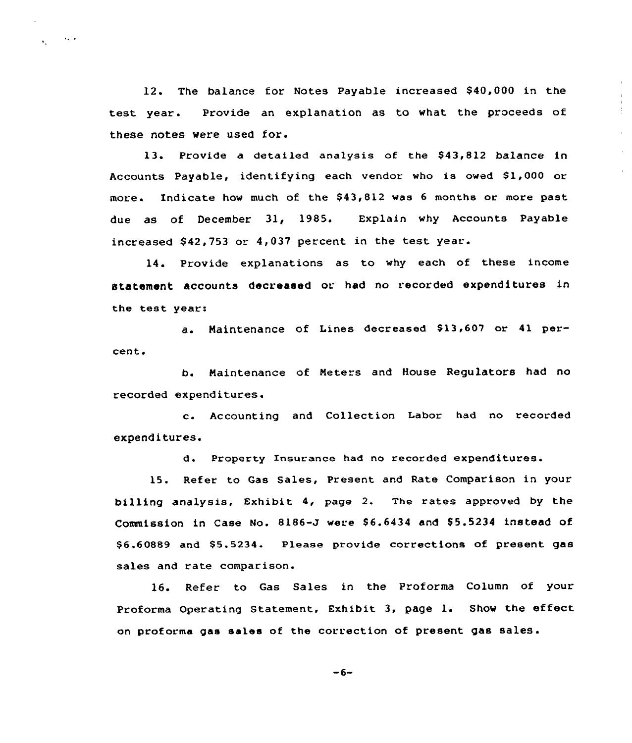12. The balance for Notes Payable increased $40,000 in the test year. Provide an explanation as to what the proceeds of these notes were used for.

13. Provide a detailed analysis of the $43,812 balance in Accounts Payable, identifying each vendor who is owed $1,000 or more. Indicate how much of the $43,812 was 6 months or more past due as of December 31, 1985. Explain why Accounts Payable increased $42,753 or 4,037 percent in the test year.

14. Provide explanations as to why each of these income statement accounts decreased or had no recorded expenditures in the test year:

a. Maintenance of Lines decreased $13,607 or 41 percent.

b. Maintenance of Meters and House Regulators had no recorded expenditures.

c. Accounting and Collection Labor had no recorded expenditures.

d. Property Insurance had no recorded expenditures.

15. Refer to Gas Sales, Present and Rate Comparison in your billing analysis, Exhibit 4, page 2. The rates approved by the Commission in Case No. 8186-J were $6.6434 and $5.5234 instead of $6.60889 and $5.5234. Please provide corrections of present gas sales and rate comparison.

16. Refer to Gas Sales in the Proforma Column of your Proforma Operating Statement, Exhibit 3, page 1. Show the effect on proforma gas sales of the correction of present gas sales.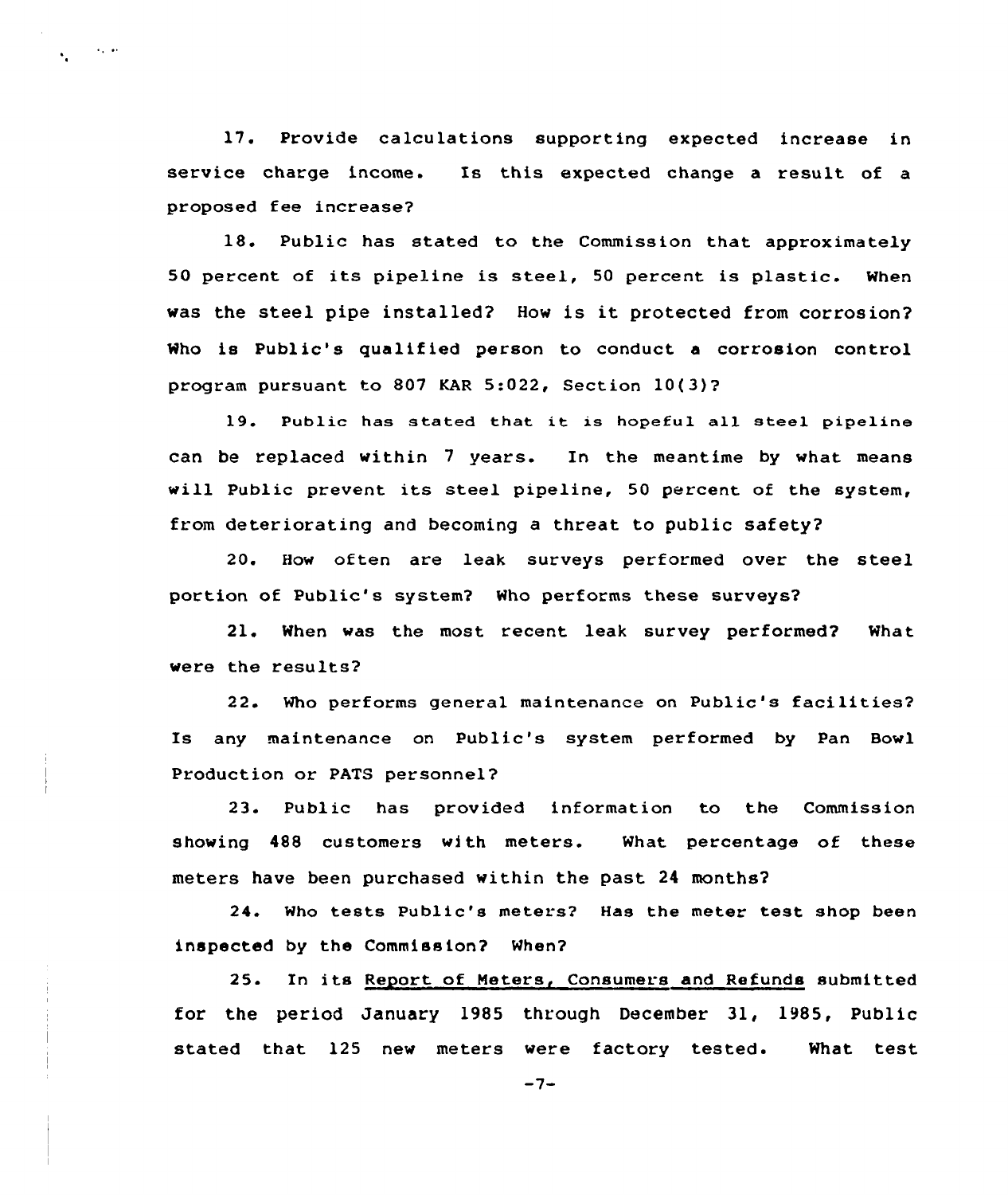17. Provide calculations supporting expected increase in service charge income. Is this expected change a result of a proposed fee increase?

18. Public has stated to the Commission that approximately 50 percent of its pipeline is steel, 50 percent is plastic. When was the steel pipe installed? How is it protected from corrosion? Who is Public's qualified person to conduct a corrosion control program pursuant to 807 KAR 5:022, Section 10(3)?

19. Public has stated that it is hopeful all steel pipeline can be replaced within 7 years. In the meantime by what means will Public prevent its steel pipeline, 50 percent of the system, from deteriorating and becoming a threat to public safety?

20. How often are leak surveys performed over the steel portion of Public's system? Who performs these surveys?

21. When was the most recent leak survey performed? What were the results?

22. Who performs general maintenance on Public's facilities? Is any maintenance on Public's system performed by Pan Bowl Production or PATS personnel?

23. Public has provided information to the Commission showing 488 customers with meters. What percentage of these meters have been purchased within the past 24 months?

24. Who tests Public's meters? Has the meter test shop been inspected by the Commission? When?

25. In its Report of Meters, Consumers and Refunds submitted for the period January 1985 through December 31, 1985, Public stated that 125 new meters were factory tested. What test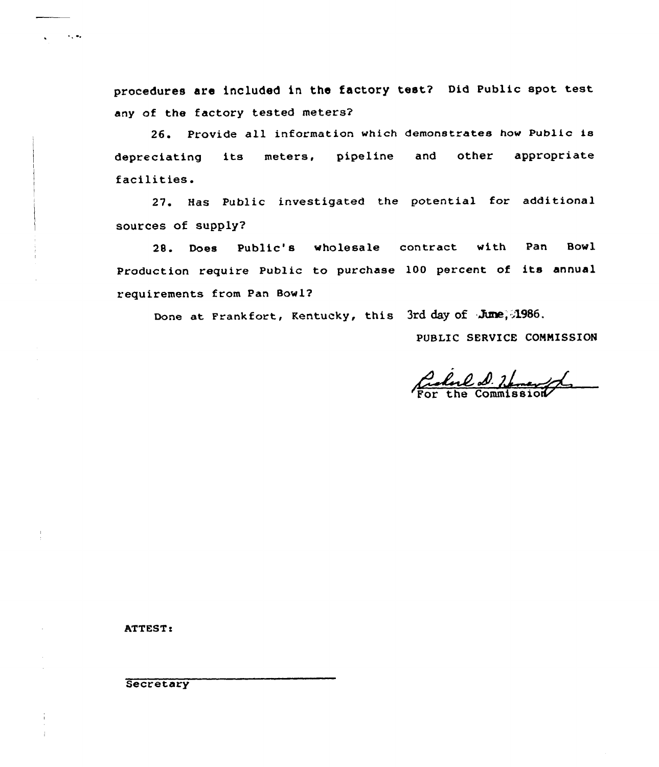procedures are included in the factory test? Did Public spot test any of the factory tested meters?

26. Provide all information which demonstrates how Public is depreciating its meters, pipeline and other appropriate facilities.

27. Has Public investigated the potential for additional sources of supply?

28. Does Public's wholesale contract with Pan Bowl Production require Public to purchase 100 percent of its annual requirements from Pan Bowl?

Done at Frankfort, Kentucky, this 3rd day of June, 1986.

PUBLIC SERVICE COMMISSION

For the Commission

ATTEST:

Secretary